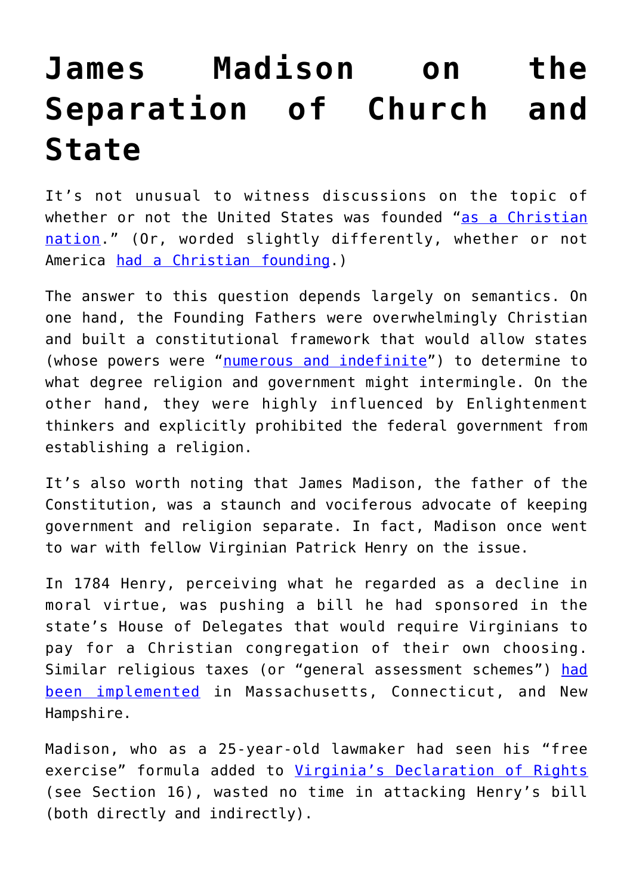# James Madison on the Separation of Church and State

It's not unusual to witness discussions on the topic of whether or not the United States was founded "as a Christian nation." (Or, worded slightly differently, whether or not America had a Christian founding.)

The answer to this question depends largely on semantics. On one hand, the Founding Fathers were overwhelmingly Christian and built a constitutional framework that would allow states (whose powers were "numerous and indefinite") to determine to what degree religion and government might intermingle. On the other hand, they were highly influenced by Enlightenment thinkers and explicitly prohibited the federal government from establishing a religion.

It's also worth noting that James Madison, the father of the Constitution, was a staunch and vociferous advocate of keeping government and religion separate. In fact, Madison once went to war with fellow Virginian Patrick Henry on the issue.

In 1784 Henry, perceiving what he regarded as a decline in moral virtue, was pushing a bill he had sponsored in the state's House of Delegates that would require Virginians to pay for a Christian congregation of their own choosing. Similar religious taxes (or "general assessment schemes") had been implemented in Massachusetts, Connecticut, and New Hampshire.

Madison, who as a 25-year-old lawmaker had seen his "free exercise" formula added to Virginia's Declaration of Rights (see Section 16), wasted no time in attacking Henry's bill (both directly and indirectly).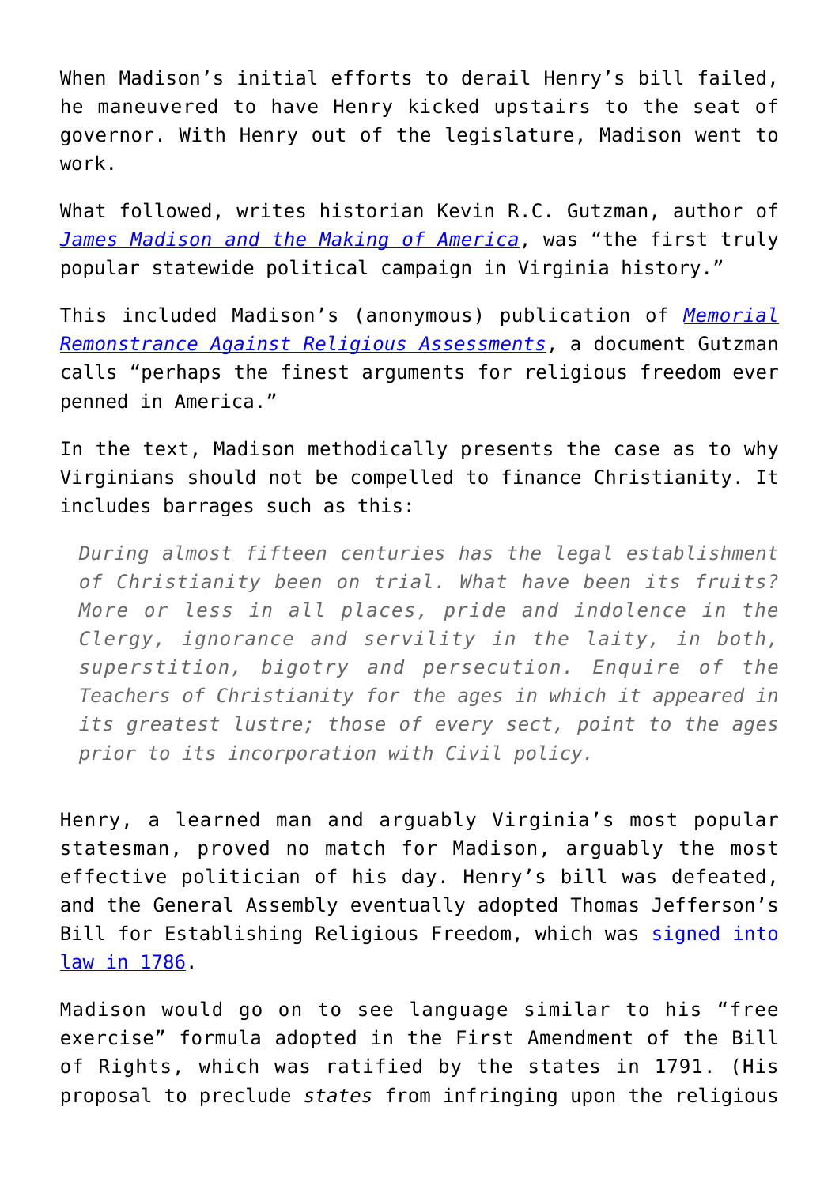When Madison's initial efforts to derail Henry's bill failed, he maneuvered to have Henry kicked upstairs to the seat of governor. With Henry out of the legislature, Madison went to work.

What followed, writes historian Kevin R.C. Gutzman, author of [*James Madison and the Making of America*](), was "the first truly popular statewide political campaign in Virginia history."

This included Madison's (anonymous) publication of [*Memorial Remonstrance Against Religious Assessments*](), a document Gutzman calls "perhaps the finest arguments for religious freedom ever penned in America."

In the text, Madison methodically presents the case as to why Virginians should not be compelled to finance Christianity. It includes barrages such as this:

> *During almost fifteen centuries has the legal establishment of Christianity been on trial. What have been its fruits? More or less in all places, pride and indolence in the Clergy, ignorance and servility in the laity, in both, superstition, bigotry and persecution. Enquire of the Teachers of Christianity for the ages in which it appeared in its greatest lustre; those of every sect, point to the ages prior to its incorporation with Civil policy.*

Henry, a learned man and arguably Virginia's most popular statesman, proved no match for Madison, arguably the most effective politician of his day. Henry's bill was defeated, and the General Assembly eventually adopted Thomas Jefferson's Bill for Establishing Religious Freedom, which was [signed into law in 1786]().

Madison would go on to see language similar to his "free exercise" formula adopted in the First Amendment of the Bill of Rights, which was ratified by the states in 1791. (His proposal to preclude *states* from infringing upon the religious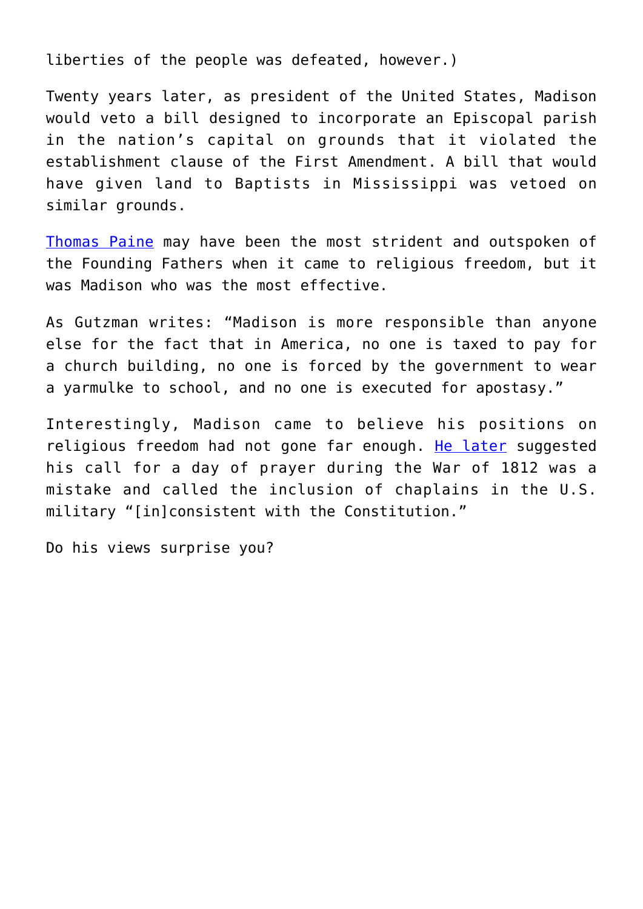liberties of the people was defeated, however.)

Twenty years later, as president of the United States, Madison would veto a bill designed to incorporate an Episcopal parish in the nation's capital on grounds that it violated the establishment clause of the First Amendment. A bill that would have given land to Baptists in Mississippi was vetoed on similar grounds.

Thomas Paine may have been the most strident and outspoken of the Founding Fathers when it came to religious freedom, but it was Madison who was the most effective.

As Gutzman writes: "Madison is more responsible than anyone else for the fact that in America, no one is taxed to pay for a church building, no one is forced by the government to wear a yarmulke to school, and no one is executed for apostasy."

Interestingly, Madison came to believe his positions on religious freedom had not gone far enough. He later suggested his call for a day of prayer during the War of 1812 was a mistake and called the inclusion of chaplains in the U.S. military "[in]consistent with the Constitution."

Do his views surprise you?